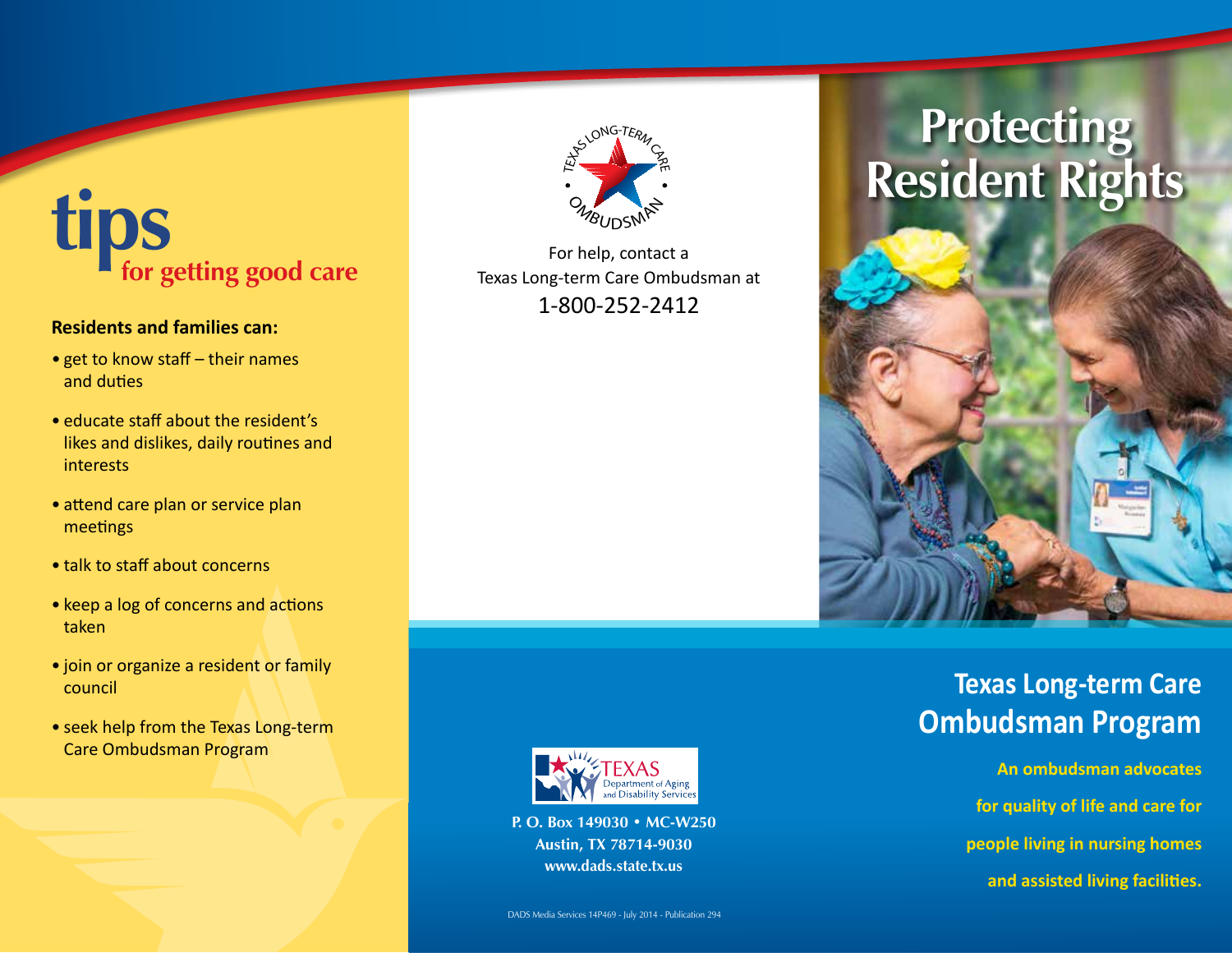# tips
## for getting good care

**Residents and families can:**

- get to know staff – their names and duties
- educate staff about the resident's likes and dislikes, daily routines and interests
- attend care plan or service plan meetings
- talk to staff about concerns
- keep a log of concerns and actions taken
- join or organize a resident or family council
- seek help from the Texas Long-term Care Ombudsman Program

Texas Long-Term Care Ombudsman

For help, contact a Texas Long-term Care Ombudsman at
1-800-252-2412

Texas Department of Aging and Disability Services

**P. O. Box 149030 • MC-W250**
**Austin, TX 78714-9030**
**www.dads.state.tx.us**

DADS Media Services 14P469 - July 2014 - Publication 294

# Protecting Resident Rights

## Texas Long-term Care Ombudsman Program

**An ombudsman advocates for quality of life and care for people living in nursing homes and assisted living facilities.**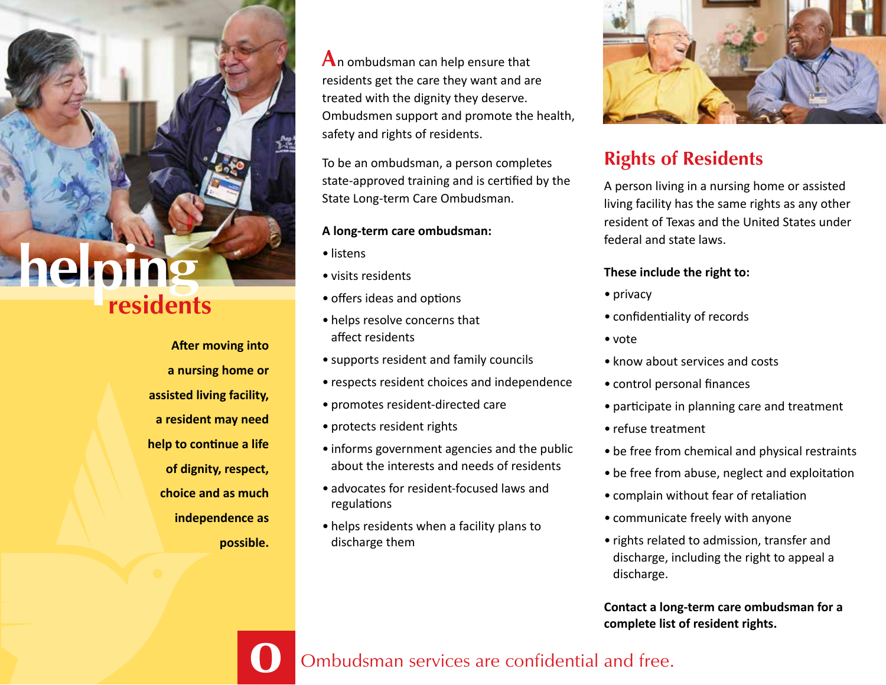# helping residents

**After moving into a nursing home or assisted living facility, a resident may need help to continue a life of dignity, respect, choice and as much independence as possible.**

An ombudsman can help ensure that residents get the care they want and are treated with the dignity they deserve. Ombudsmen support and promote the health, safety and rights of residents.

To be an ombudsman, a person completes state-approved training and is certified by the State Long-term Care Ombudsman.

**A long-term care ombudsman:**

- listens
- visits residents
- offers ideas and options
- helps resolve concerns that affect residents
- supports resident and family councils
- respects resident choices and independence
- promotes resident-directed care
- protects resident rights
- informs government agencies and the public about the interests and needs of residents
- advocates for resident-focused laws and regulations
- helps residents when a facility plans to discharge them

## Rights of Residents

A person living in a nursing home or assisted living facility has the same rights as any other resident of Texas and the United States under federal and state laws.

**These include the right to:**

- privacy
- confidentiality of records
- vote
- know about services and costs
- control personal finances
- participate in planning care and treatment
- refuse treatment
- be free from chemical and physical restraints
- be free from abuse, neglect and exploitation
- complain without fear of retaliation
- communicate freely with anyone
- rights related to admission, transfer and discharge, including the right to appeal a discharge.

**Contact a long-term care ombudsman for a complete list of resident rights.**

Ombudsman services are confidential and free.